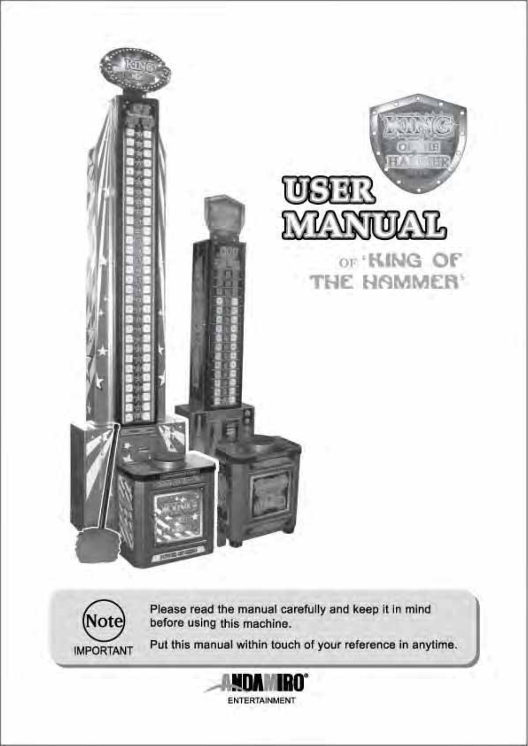# USER MANUAL

OF 'KING OF THE HAMMER'

**Note**

IMPORTANT

Please read the manual carefully and keep it in mind before using this machine.

Put this manual within touch of your reference in anytime.

ANDAMIRO® ENTERTAINMENT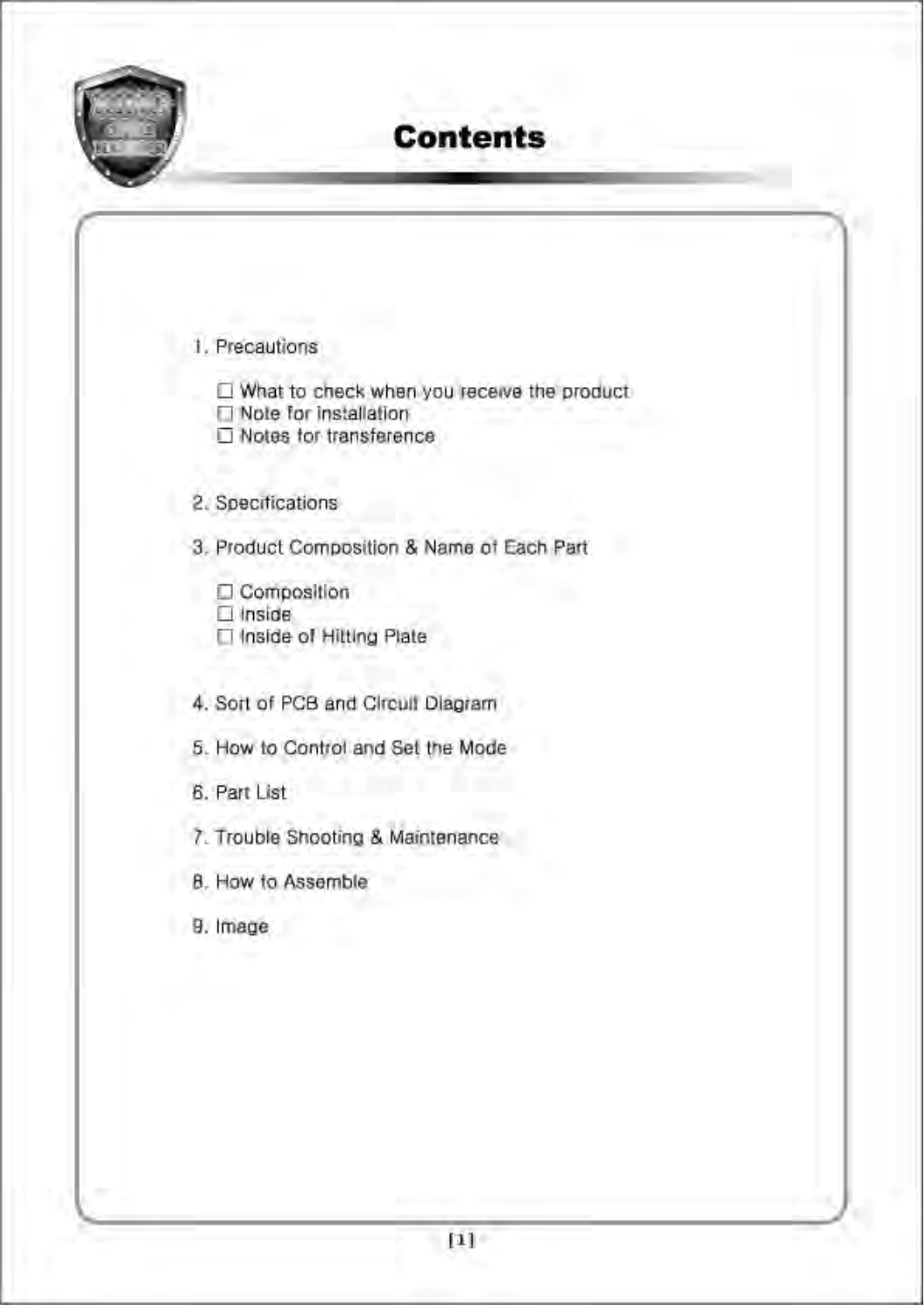# Contents

1. Precautions
   - ☐ What to check when you receive the product
   - ☐ Note for installation
   - ☐ Notes for transference

2. Specifications

3. Product Composition & Name of Each Part
   - ☐ Composition
   - ☐ Inside
   - ☐ Inside of Hitting Plate

4. Sort of PCB and Circuit Diagram

5. How to Control and Set the Mode

6. Part List

7. Trouble Shooting & Maintenance

8. How to Assemble

9. Image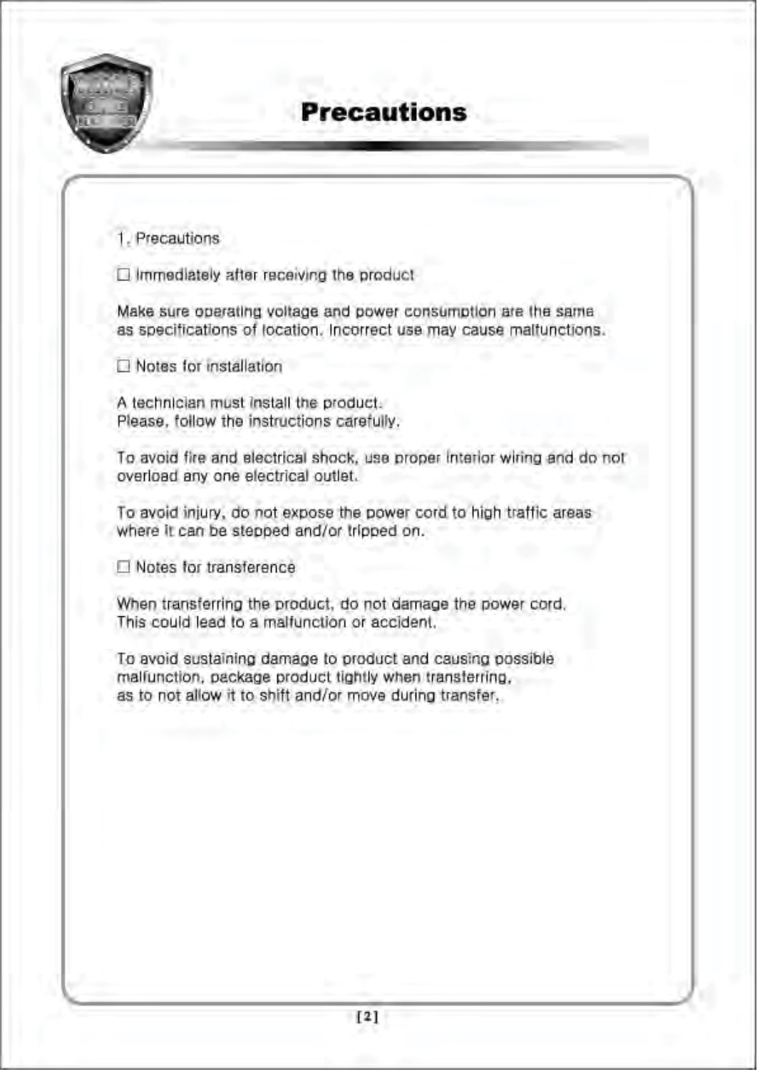# Precautions

1. Precautions

☐ Immediately after receiving the product

Make sure operating voltage and power consumption are the same as specifications of location. Incorrect use may cause malfunctions.

☐ Notes for installation

A technician must install the product.
Please, follow the instructions carefully.

To avoid fire and electrical shock, use proper interior wiring and do not overload any one electrical outlet.

To avoid injury, do not expose the power cord to high traffic areas where it can be stepped and/or tripped on.

☐ Notes for transference

When transferring the product, do not damage the power cord. This could lead to a malfunction or accident.

To avoid sustaining damage to product and causing possible malfunction, package product tightly when transferring, as to not allow it to shift and/or move during transfer.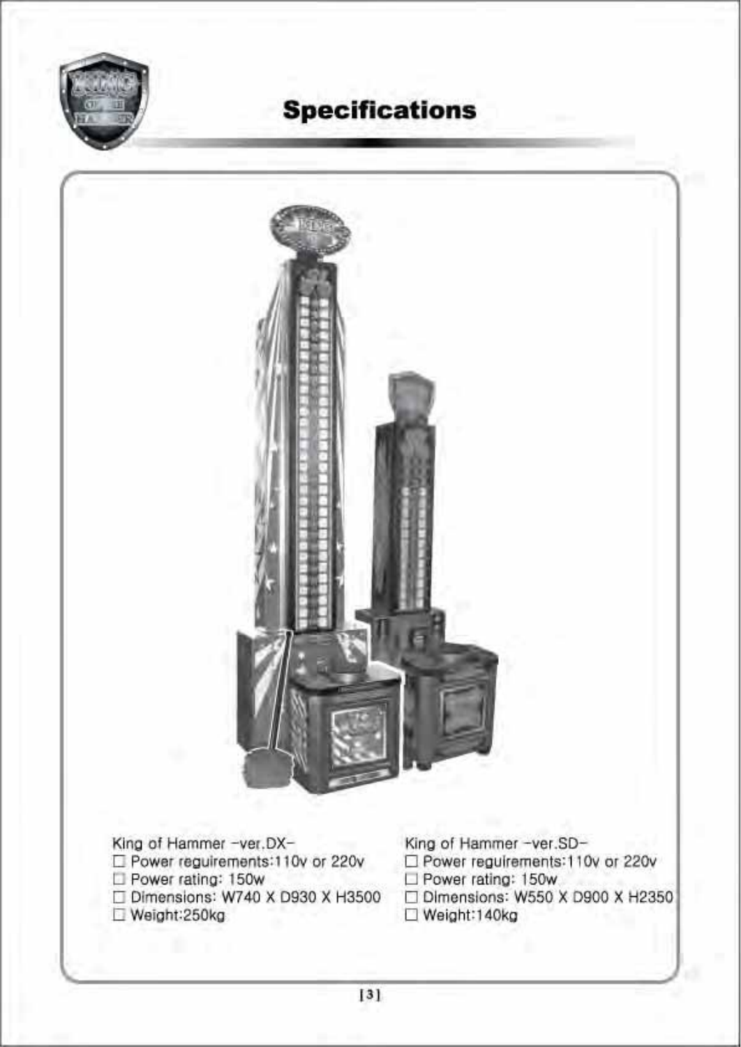# Specifications

King of Hammer -ver.DX-

- ☐ Power reguirements:110v or 220v
- ☐ Power rating: 150w
- ☐ Dimensions: W740 X D930 X H3500
- ☐ Weight:250kg

King of Hammer -ver.SD-

- ☐ Power reguirements:110v or 220v
- ☐ Power rating: 150w
- ☐ Dimensions: W550 X D900 X H2350
- ☐ Weight:140kg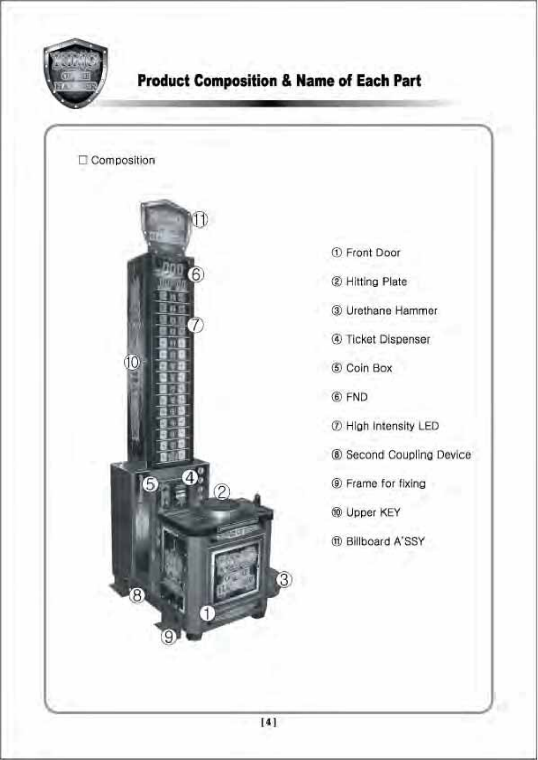# Product Composition & Name of Each Part

☐ Composition

① Front Door

② Hitting Plate

③ Urethane Hammer

④ Ticket Dispenser

⑤ Coin Box

⑥ FND

⑦ High Intensity LED

⑧ Second Coupling Device

⑨ Frame for fixing

⑩ Upper KEY

⑪ Billboard A'SSY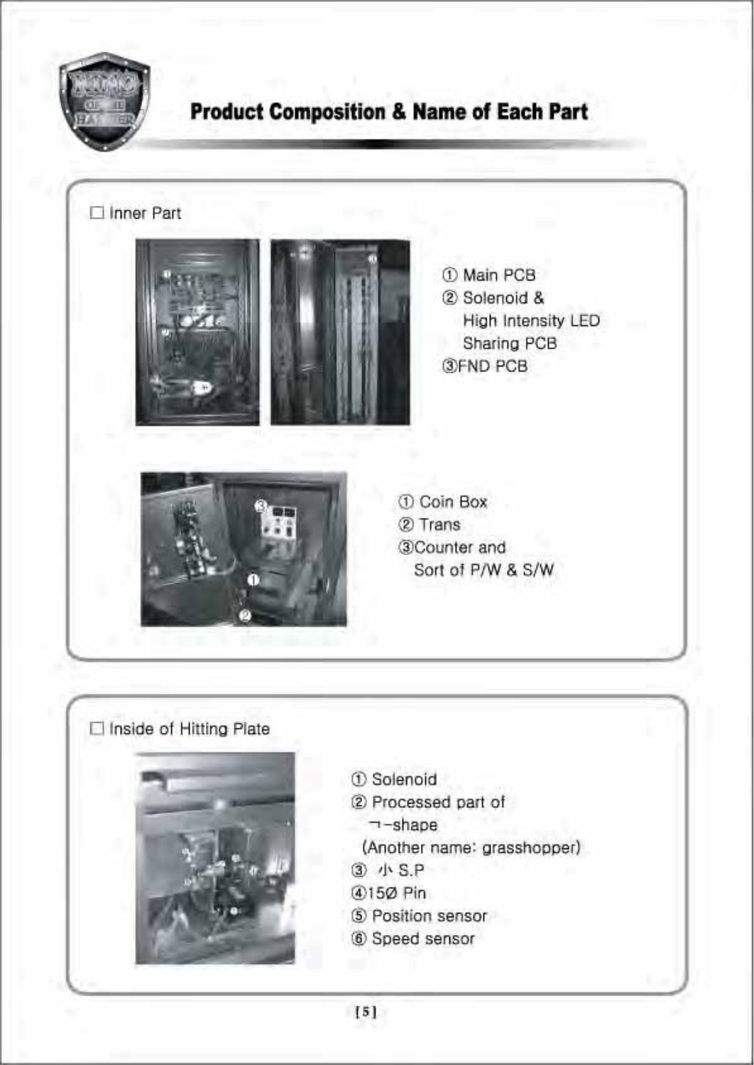## Product Composition & Name of Each Part

☐ Inner Part

① Main PCB
② Solenoid & High Intensity LED Sharing PCB
③FND PCB

① Coin Box
② Trans
③Counter and Sort of P/W & S/W

☐ Inside of Hitting Plate

① Solenoid
② Processed part of ㄱ-shape (Another name: grasshopper)
③ 小 S.P
④15Ø Pin
⑤ Position sensor
⑥ Speed sensor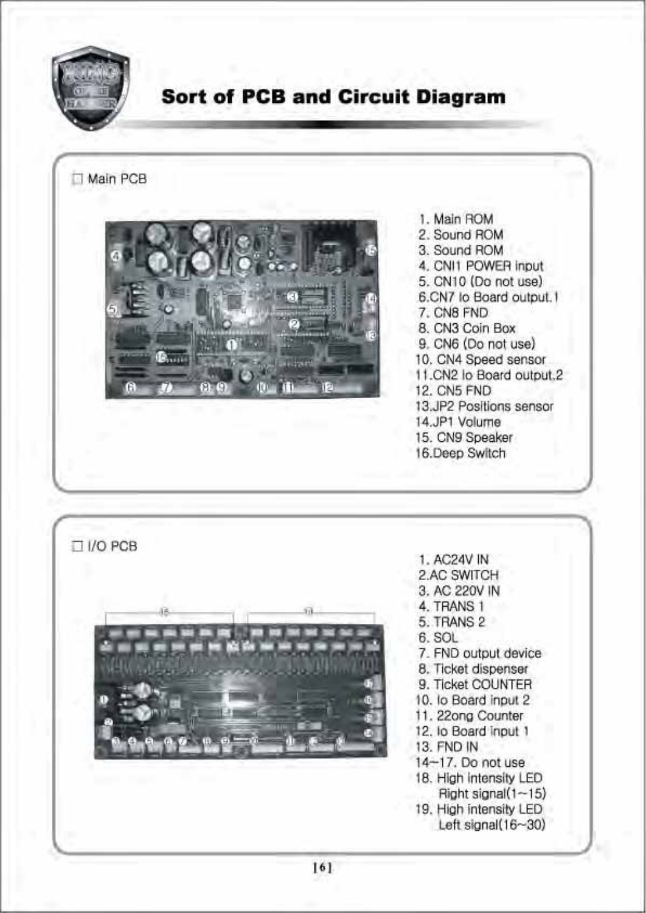# Sort of PCB and Circuit Diagram

## □ Main PCB

1. Main ROM
2. Sound ROM
3. Sound ROM
4. CNI1 POWER input
5. CN10 (Do not use)
6. CN7 Io Board output.1
7. CN8 FND
8. CN3 Coin Box
9. CN6 (Do not use)
10. CN4 Speed sensor
11. CN2 Io Board output.2
12. CN5 FND
13. JP2 Positions sensor
14. JP1 Volume
15. CN9 Speaker
16. Deep Switch

## □ I/O PCB

1. AC24V IN
2. AC SWITCH
3. AC 220V IN
4. TRANS 1
5. TRANS 2
6. SOL
7. FND output device
8. Ticket dispenser
9. Ticket COUNTER
10. Io Board input 2
11. 22ong Counter
12. Io Board input 1
13. FND IN
14~17. Do not use
18. High intensity LED Right signal(1~15)
19. High intensity LED Left signal(16~30)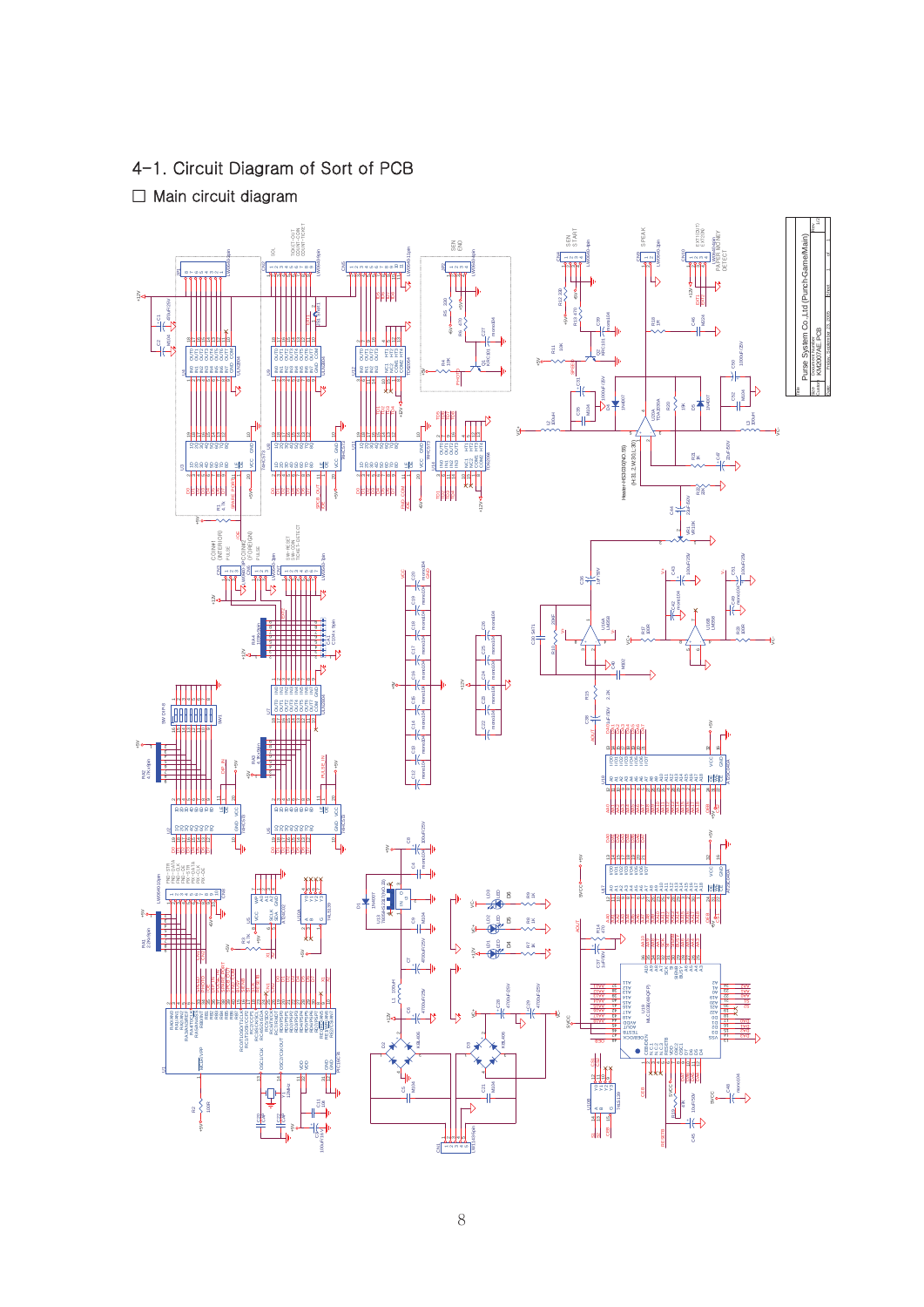# 4-1. Circuit Diagram of Sort of PCB

☐ Main circuit diagram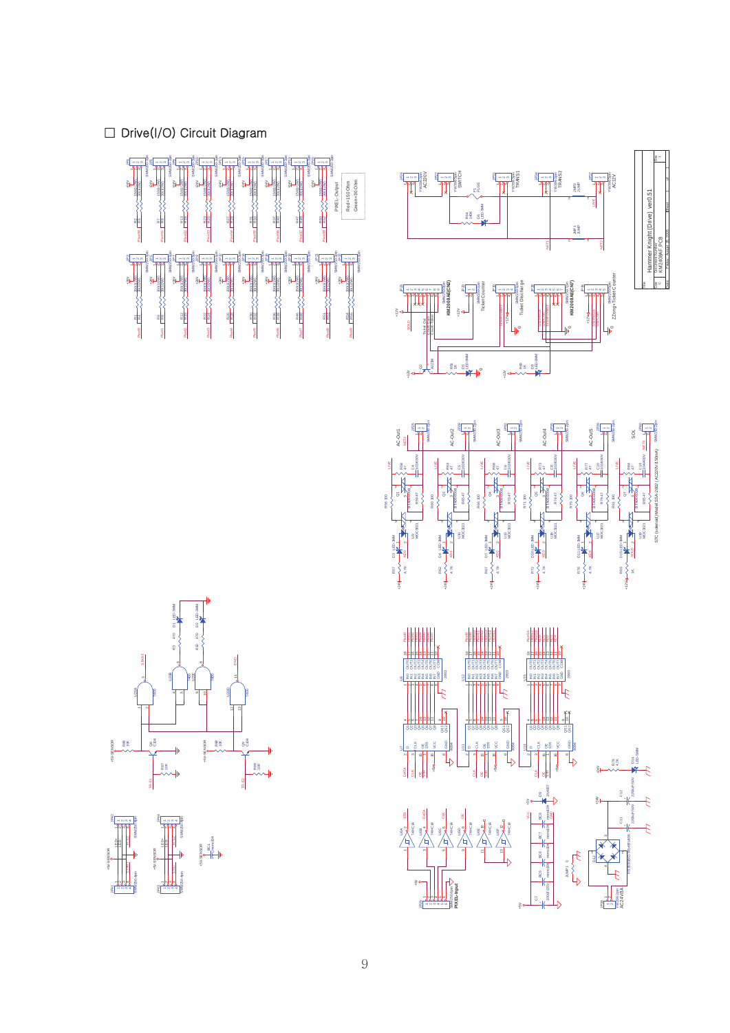☐ Drive(I/O) Circuit Diagram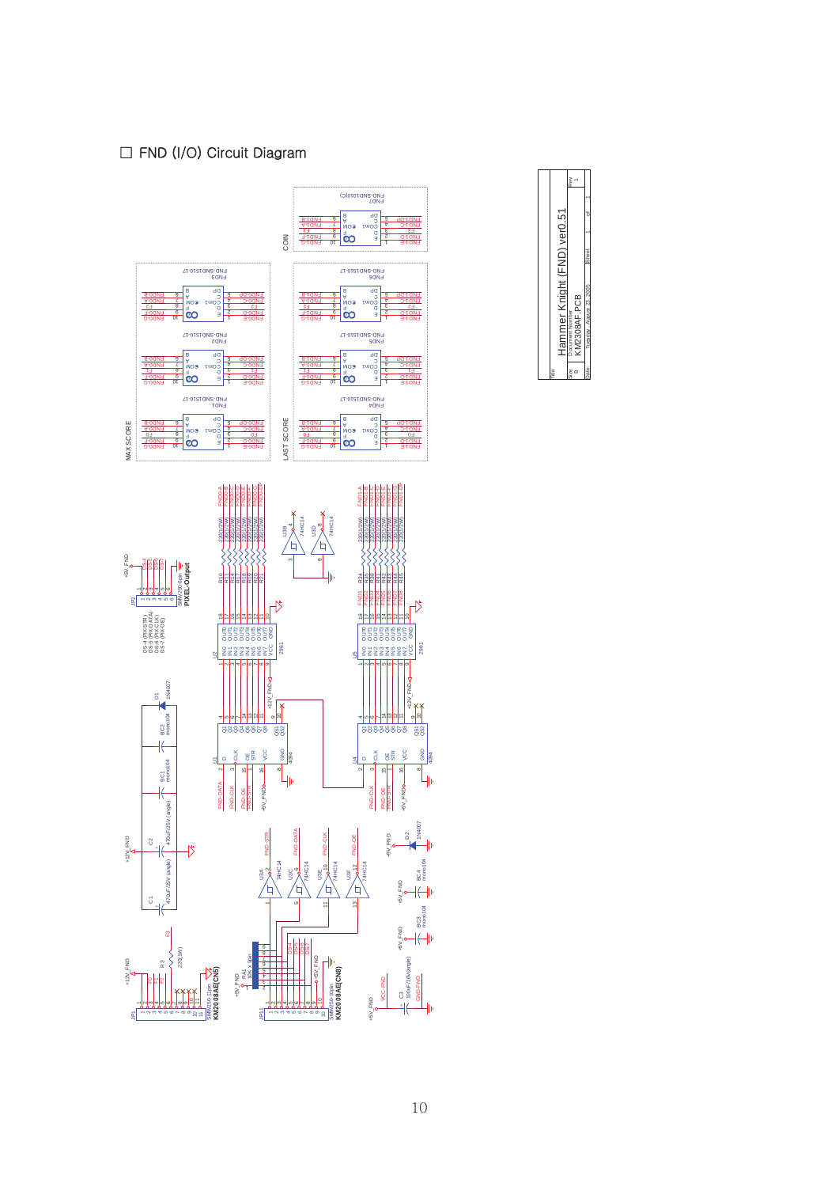☐ FND (I/O) Circuit Diagram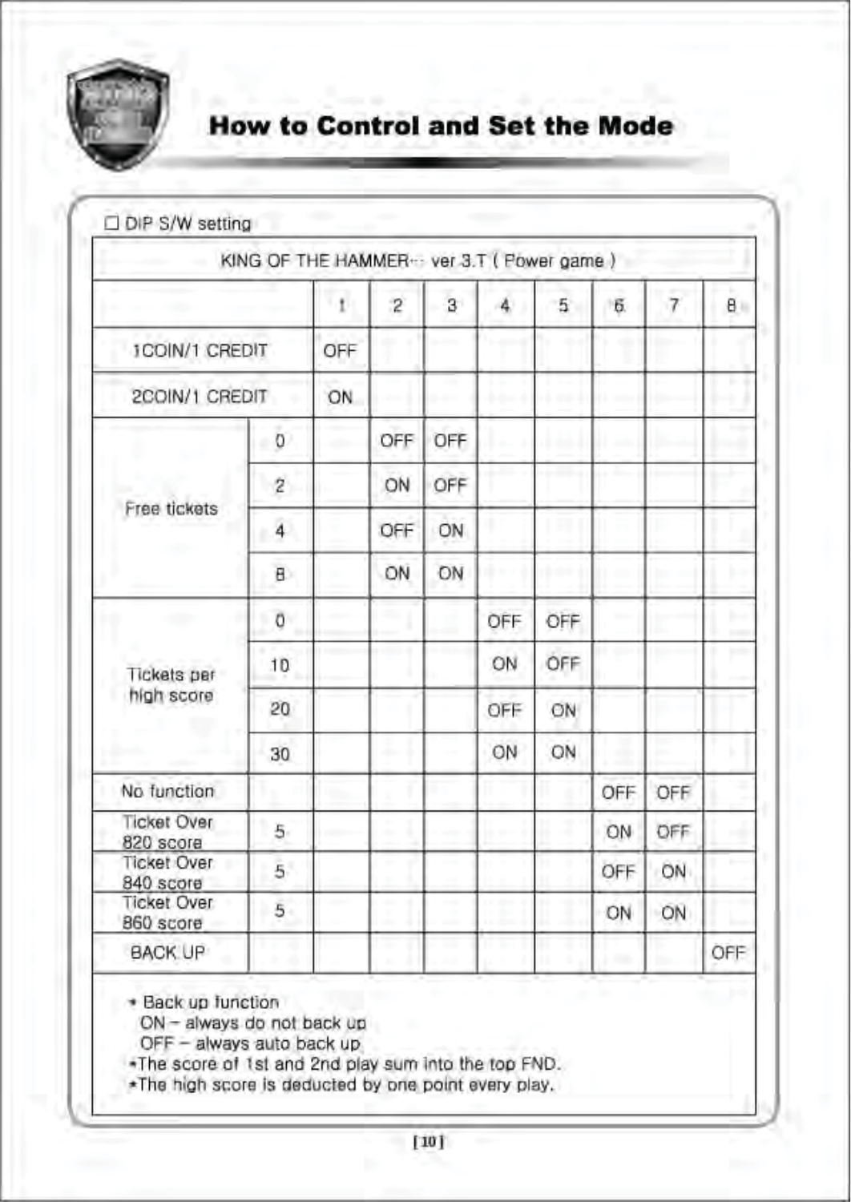# How to Control and Set the Mode

☐ DIP S/W setting

| KING OF THE HAMMER··· ver 3.T ( Power game ) | | | | | | | | | |
|---|---|---|---|---|---|---|---|---|---|
| | | 1 | 2 | 3 | 4 | 5 | 6 | 7 | 8 |
| 1COIN/1 CREDIT | | OFF | | | | | | | |
| 2COIN/1 CREDIT | | ON | | | | | | | |
| Free tickets | 0 | | OFF | OFF | | | | | |
| | 2 | | ON | OFF | | | | | |
| | 4 | | OFF | ON | | | | | |
| | 8 | | ON | ON | | | | | |
| Tickets per high score | 0 | | | | OFF | OFF | | | |
| | 10 | | | | ON | OFF | | | |
| | 20 | | | | OFF | ON | | | |
| | 30 | | | | ON | ON | | | |
| No function | | | | | | | OFF | OFF | |
| Ticket Over 820 score | 5 | | | | | | ON | OFF | |
| Ticket Over 840 score | 5 | | | | | | OFF | ON | |
| Ticket Over 860 score | 5 | | | | | | ON | ON | |
| BACK UP | | | | | | | | | OFF |

* Back up function
  ON – always do not back up
  OFF – always auto back up
* The score of 1st and 2nd play sum into the top FND.
* The high score is deducted by one point every play.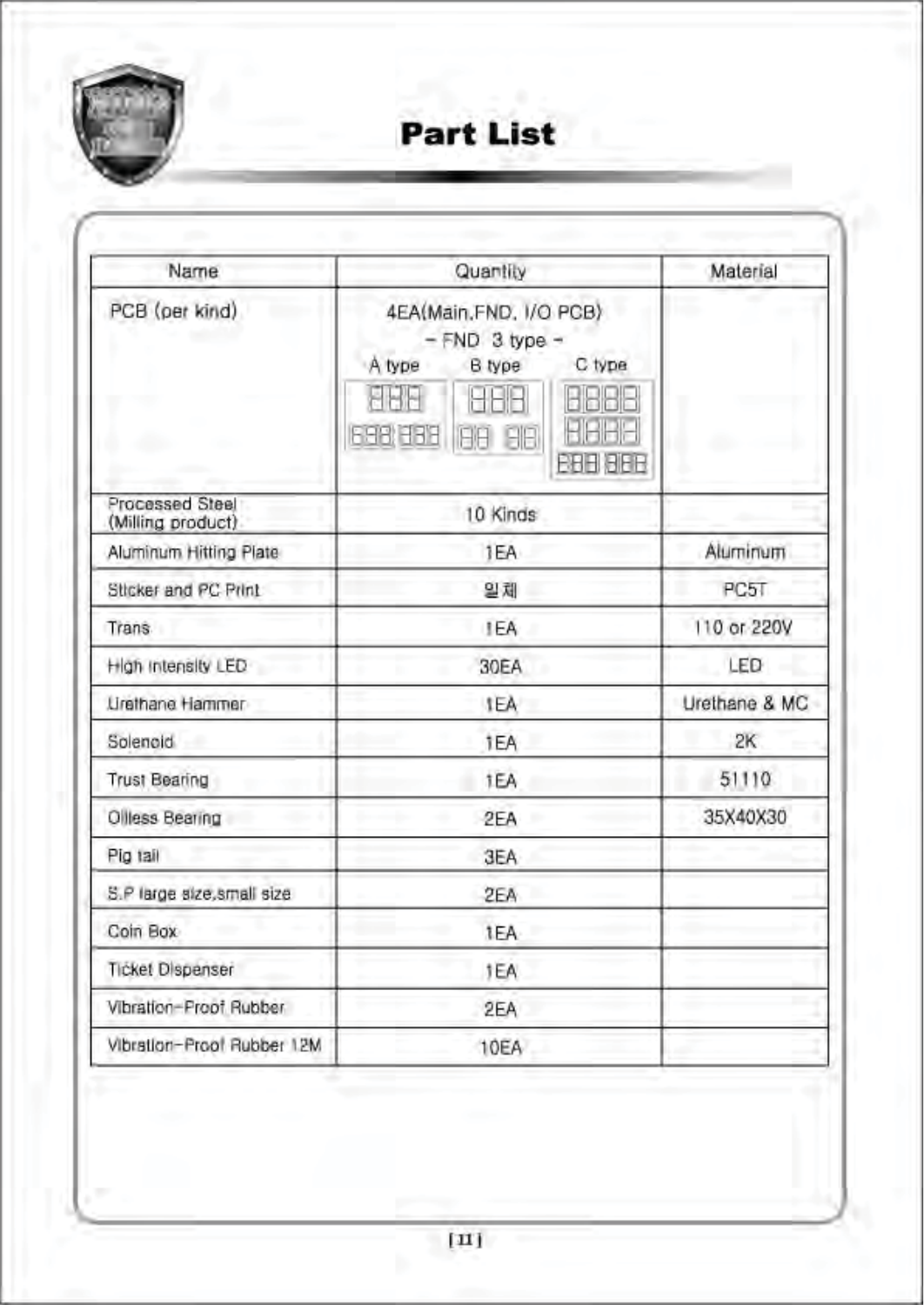# Part List

| Name | Quantity | Material |
| --- | --- | --- |
| PCB (per kind) | 4EA(Main,FND, I/O PCB)<br>- FND 3 type -<br>A type B type C type | |
| Processed Steel (Milling product) | 10 Kinds | |
| Aluminum Hitting Plate | 1EA | Aluminum |
| Sticker and PC Print | 일체 | PC5T |
| Trans | 1EA | 110 or 220V |
| High intensity LED | 30EA | LED |
| Urethane Hammer | 1EA | Urethane & MC |
| Solenoid | 1EA | 2K |
| Trust Bearing | 1EA | 51110 |
| Oilless Bearing | 2EA | 35X40X30 |
| Pig tail | 3EA | |
| S.P large size,small size | 2EA | |
| Coin Box | 1EA | |
| Ticket Dispenser | 1EA | |
| Vibration-Proof Rubber | 2EA | |
| Vibration-Proof Rubber 12M | 10EA | |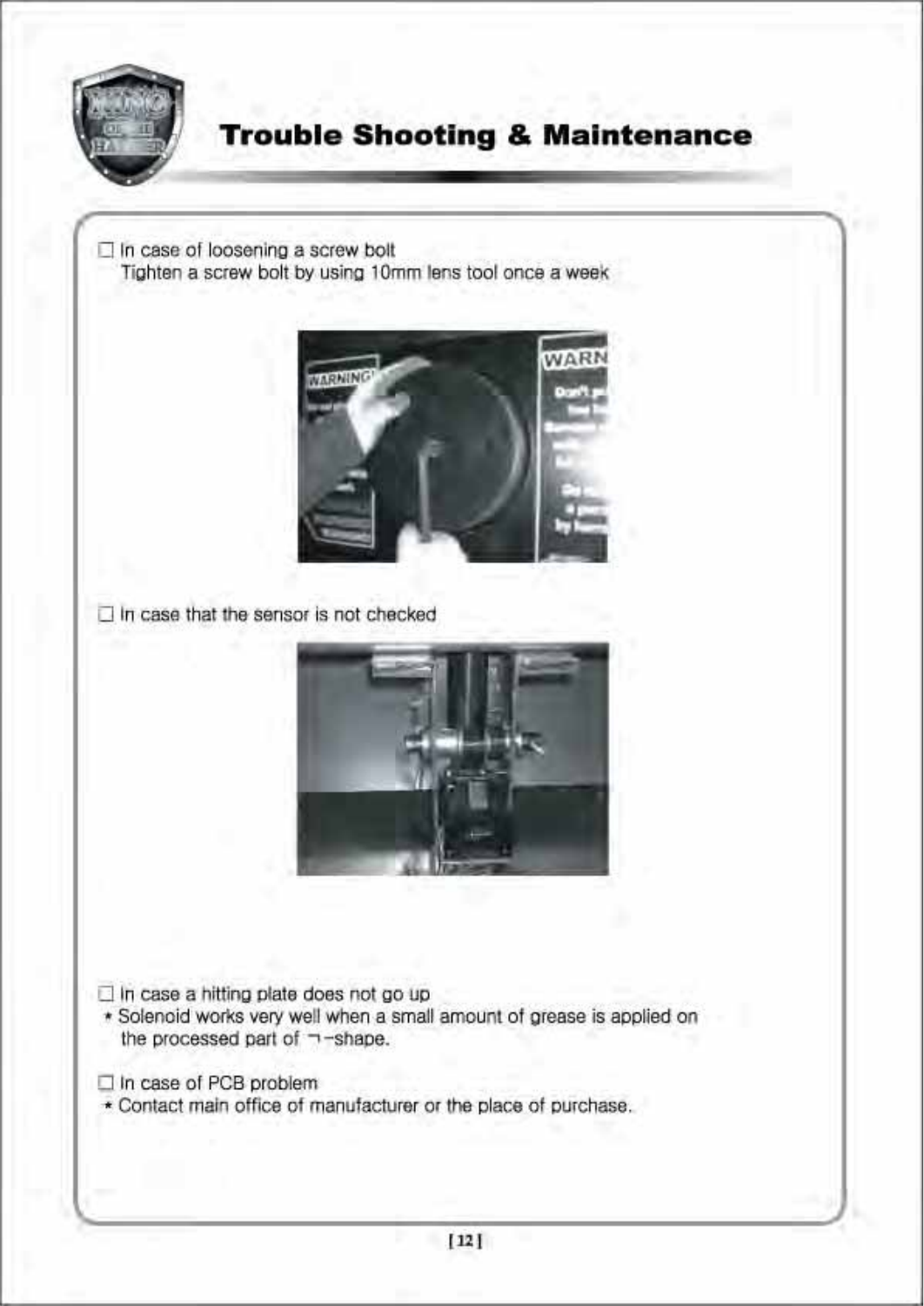# Trouble Shooting & Maintenance

☐ In case of loosening a screw bolt
Tighten a screw bolt by using 10mm lens tool once a week

☐ In case that the sensor is not checked

☐ In case a hitting plate does not go up
* Solenoid works very well when a small amount of grease is applied on the processed part of ㄱ-shape.

☐ In case of PCB problem
* Contact main office of manufacturer or the place of purchase.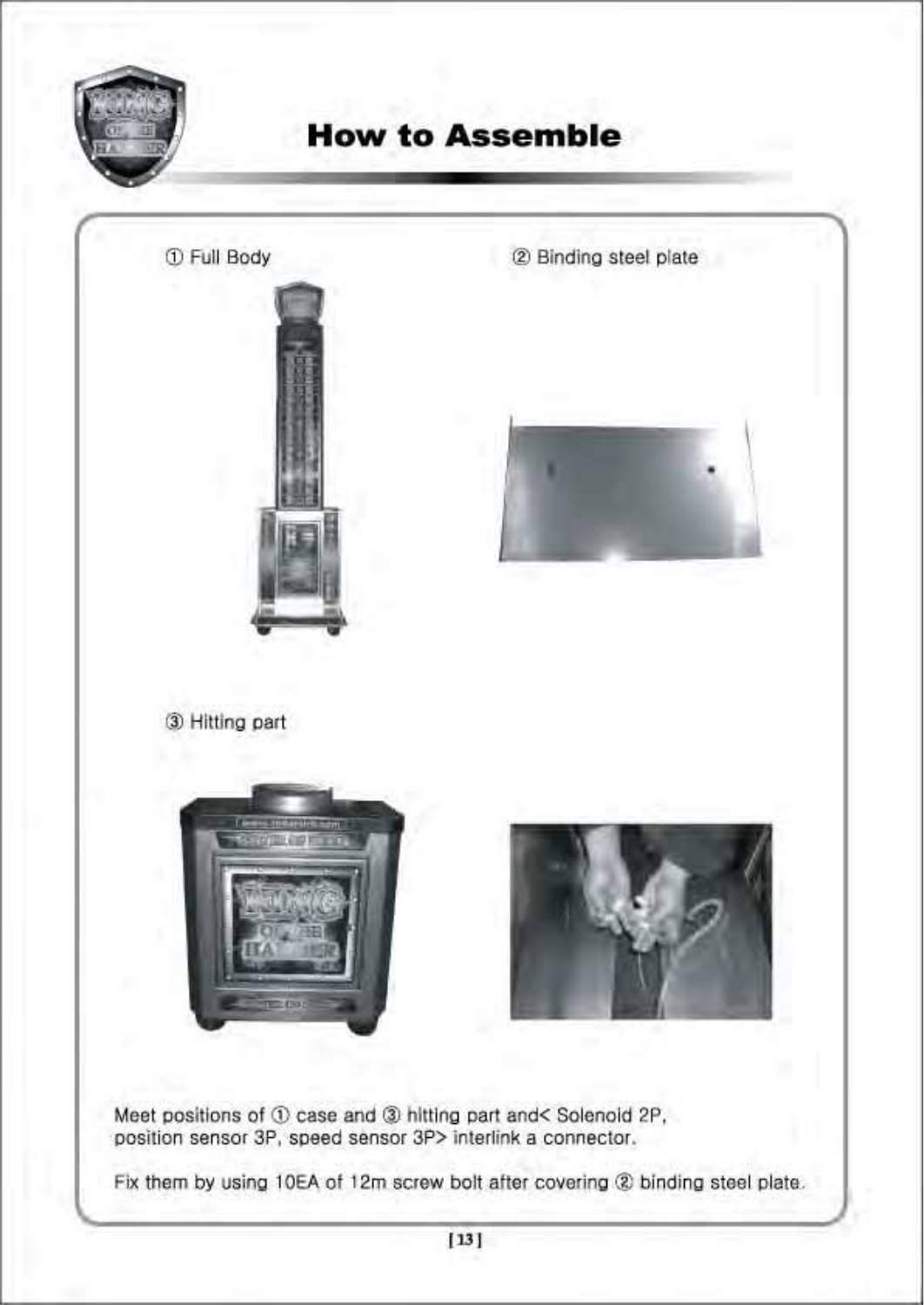# How to Assemble

① Full Body

② Binding steel plate

③ Hitting part

Meet positions of ① case and ③ hitting part and< Solenoid 2P, position sensor 3P, speed sensor 3P> interlink a connector.

Fix them by using 10EA of 12m screw bolt after covering ② binding steel plate.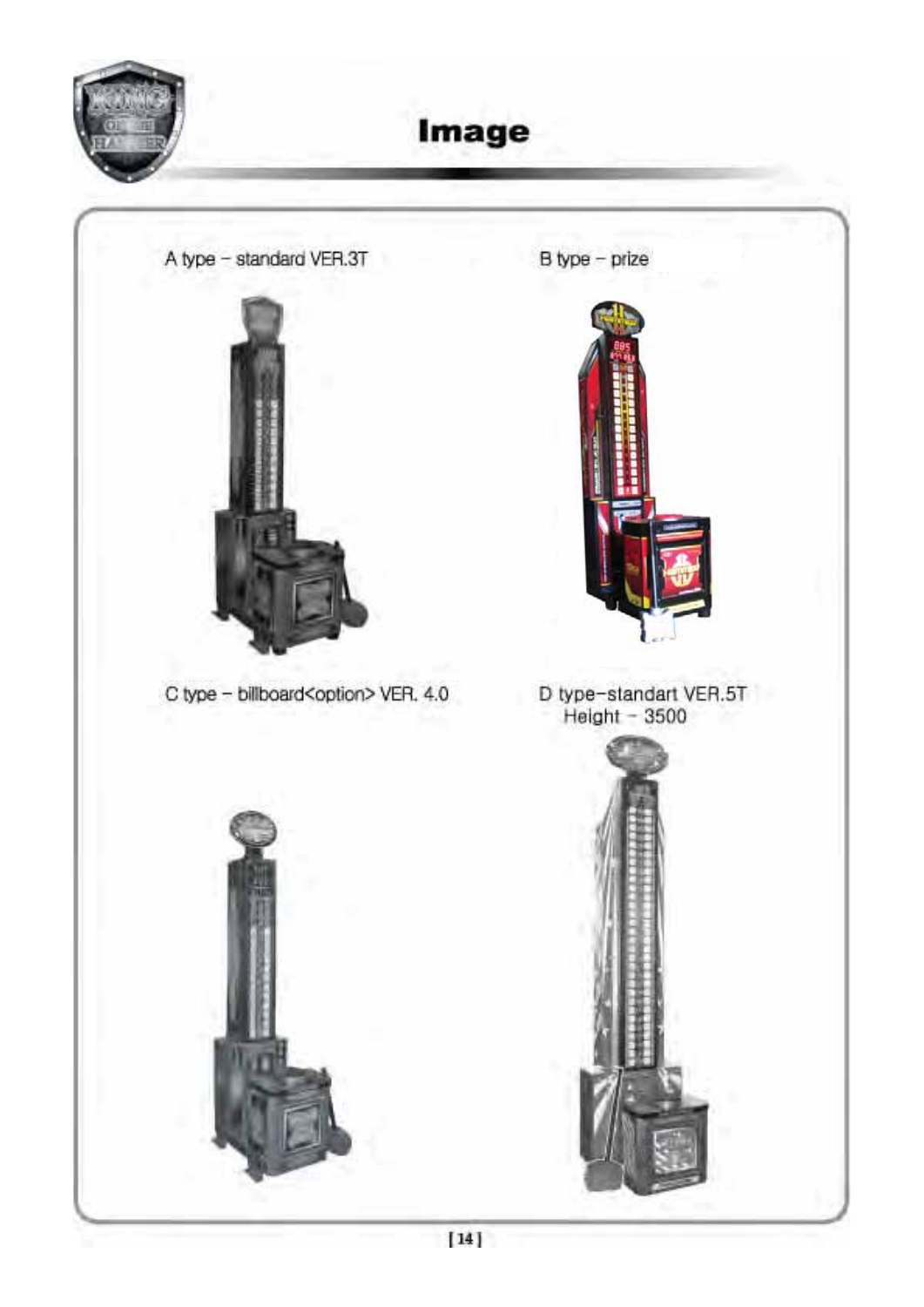# Image

A type - standard VER.3T

B type - prize

C type - billboard<option> VER. 4.0

D type-standart VER.5T
Height - 3500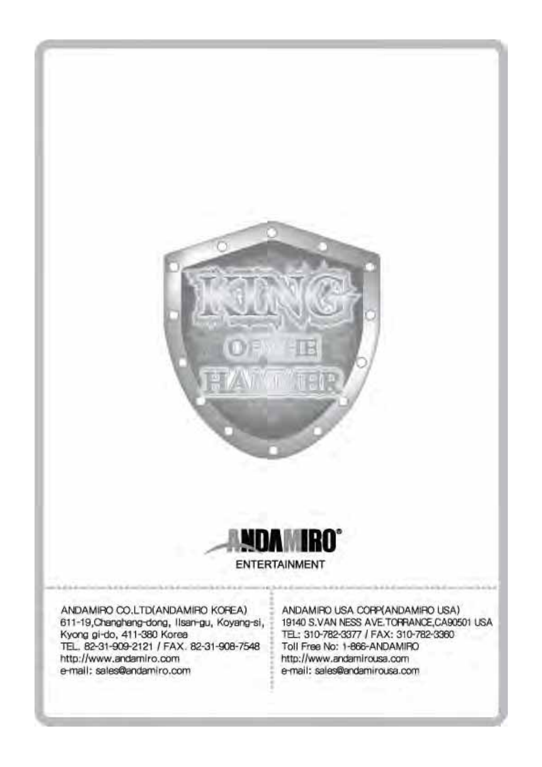KING OF THE HAMMER

ANDAMIRO®
ENTERTAINMENT

ANDAMIRO CO.LTD(ANDAMIRO KOREA)
611-19,Changhang-dong, Ilsan-gu, Koyang-si,
Kyong gi-do, 411-380 Korea
TEL. 82-31-909-2121 / FAX. 82-31-908-7548
http://www.andamiro.com
e-mail: sales@andamiro.com

ANDAMIRO USA CORP(ANDAMIRO USA)
19140 S.VAN NESS AVE.TORRANCE,CA90501 USA
TEL: 310-782-3377 / FAX: 310-782-3360
Toll Free No: 1-866-ANDAMIRO
http://www.andamirousa.com
e-mail: sales@andamirousa.com